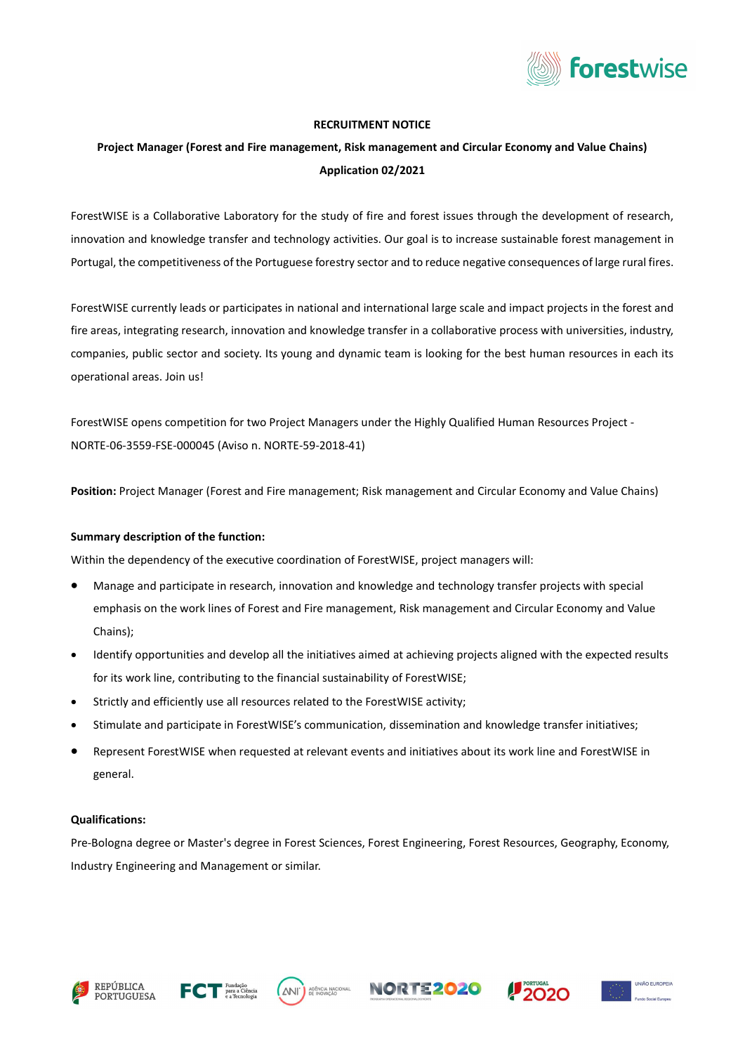**RECRUITMENT NOTICE**

**Project Manager (Forest and Fire management, Risk management and Circular Economy and Value Chains)**

**Application 02/2021**

ForestWISE is a Collaborative Laboratory for the study of fire and forest issues through the development of research, innovation and knowledge transfer and technology activities. Our goal is to increase sustainable forest management in Portugal, the competitiveness of the Portuguese forestry sector and to reduce negative consequences of large rural fires.

ForestWISE currently leads or participates in national and international large scale and impact projects in the forest and fire areas, integrating research, innovation and knowledge transfer in a collaborative process with universities, industry, companies, public sector and society. Its young and dynamic team is looking for the best human resources in each its operational areas. Join us!

ForestWISE opens competition for two Project Managers under the Highly Qualified Human Resources Project - NORTE-06-3559-FSE-000045 (Aviso n. NORTE-59-2018-41)

**Position:** Project Manager (Forest and Fire management; Risk management and Circular Economy and Value Chains)

**Summary description of the function:**

Within the dependency of the executive coordination of ForestWISE, project managers will:

- Manage and participate in research, innovation and knowledge and technology transfer projects with special emphasis on the work lines of Forest and Fire management, Risk management and Circular Economy and Value Chains);
- Identify opportunities and develop all the initiatives aimed at achieving projects aligned with the expected results for its work line, contributing to the financial sustainability of ForestWISE;
- Strictly and efficiently use all resources related to the ForestWISE activity;
- Stimulate and participate in ForestWISE's communication, dissemination and knowledge transfer initiatives;
- Represent ForestWISE when requested at relevant events and initiatives about its work line and ForestWISE in general.

**Qualifications:**

Pre-Bologna degree or Master's degree in Forest Sciences, Forest Engineering, Forest Resources, Geography, Economy, Industry Engineering and Management or similar.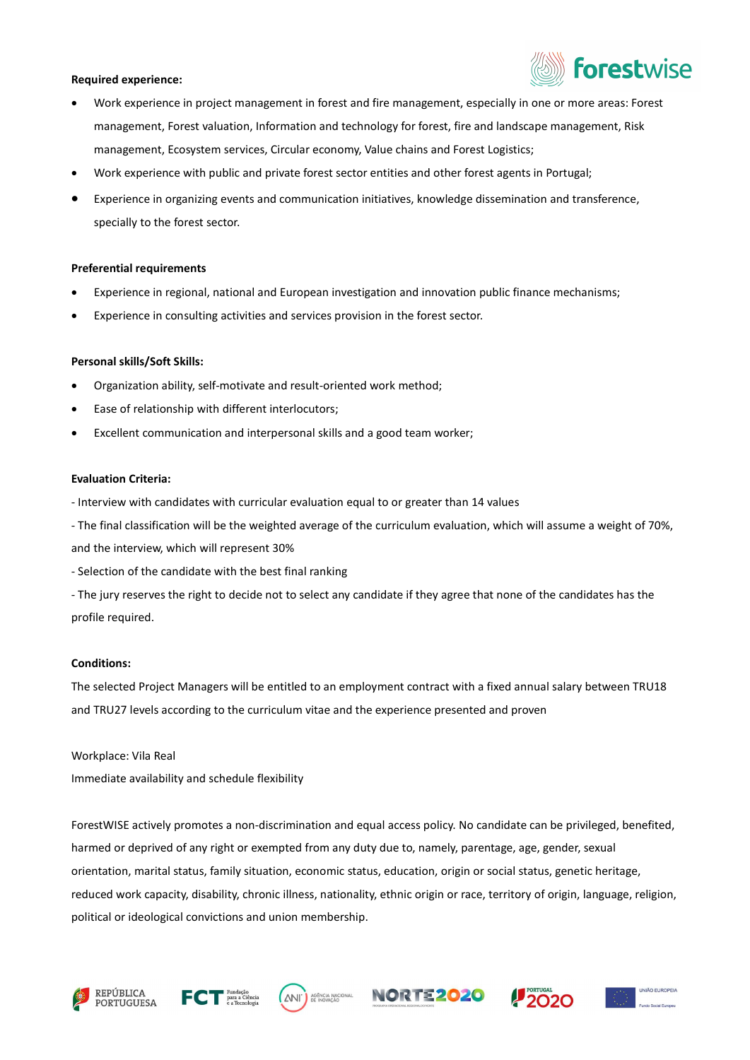**Required experience:**

- Work experience in project management in forest and fire management, especially in one or more areas: Forest management, Forest valuation, Information and technology for forest, fire and landscape management, Risk management, Ecosystem services, Circular economy, Value chains and Forest Logistics;
- Work experience with public and private forest sector entities and other forest agents in Portugal;
- Experience in organizing events and communication initiatives, knowledge dissemination and transference, specially to the forest sector.

**Preferential requirements**

- Experience in regional, national and European investigation and innovation public finance mechanisms;
- Experience in consulting activities and services provision in the forest sector.

**Personal skills/Soft Skills:**

- Organization ability, self-motivate and result-oriented work method;
- Ease of relationship with different interlocutors;
- Excellent communication and interpersonal skills and a good team worker;

**Evaluation Criteria:**

- Interview with candidates with curricular evaluation equal to or greater than 14 values

- The final classification will be the weighted average of the curriculum evaluation, which will assume a weight of 70%, and the interview, which will represent 30%

- Selection of the candidate with the best final ranking

- The jury reserves the right to decide not to select any candidate if they agree that none of the candidates has the profile required.

**Conditions:**

The selected Project Managers will be entitled to an employment contract with a fixed annual salary between TRU18 and TRU27 levels according to the curriculum vitae and the experience presented and proven

Workplace: Vila Real

Immediate availability and schedule flexibility

ForestWISE actively promotes a non-discrimination and equal access policy. No candidate can be privileged, benefited, harmed or deprived of any right or exempted from any duty due to, namely, parentage, age, gender, sexual orientation, marital status, family situation, economic status, education, origin or social status, genetic heritage, reduced work capacity, disability, chronic illness, nationality, ethnic origin or race, territory of origin, language, religion, political or ideological convictions and union membership.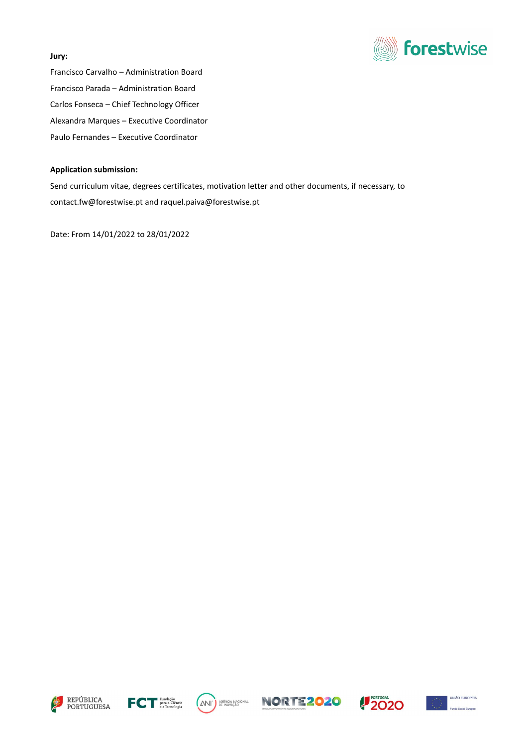**Jury:**

Francisco Carvalho – Administration Board

Francisco Parada – Administration Board

Carlos Fonseca – Chief Technology Officer

Alexandra Marques – Executive Coordinator

Paulo Fernandes – Executive Coordinator

**Application submission:**

Send curriculum vitae, degrees certificates, motivation letter and other documents, if necessary, to contact.fw@forestwise.pt and raquel.paiva@forestwise.pt

Date: From 14/01/2022 to 28/01/2022